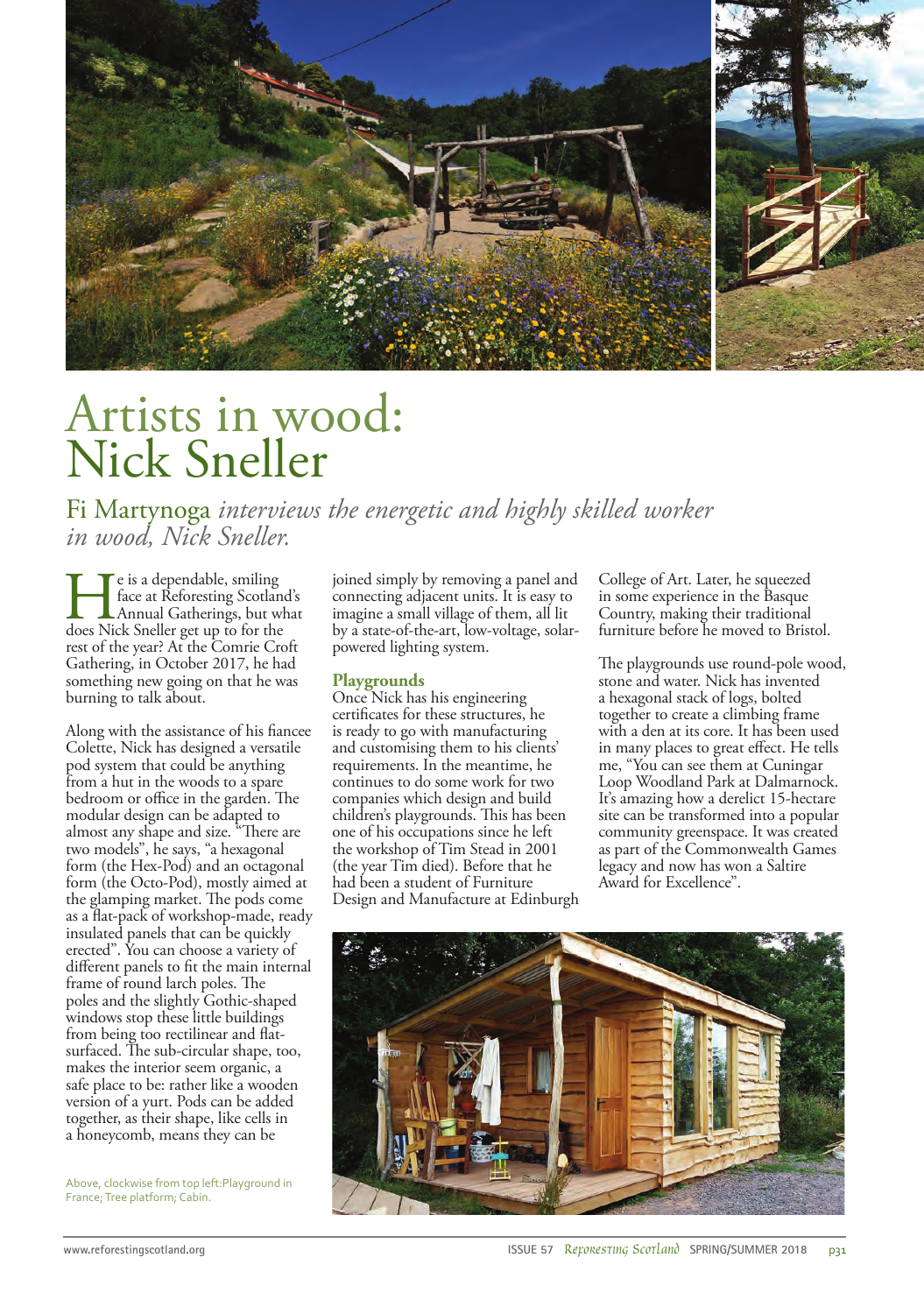# Artists in wood: Nick Sneller

## Fi Martynoga *interviews the energetic and highly skilled worker in wood, Nick Sneller.*

He is a dependable, smiling face at Reforesting Scotland's Annual Gatherings, but what does Nick Sneller get up to for the rest of the year? At the Comrie Croft Gathering, in October 2017, he had something new going on that he was burning to talk about.

Along with the assistance of his fiancee Colette, Nick has designed a versatile pod system that could be anything from a hut in the woods to a spare bedroom or office in the garden. The modular design can be adapted to almost any shape and size. "There are two models", he says, "a hexagonal form (the Hex-Pod) and an octagonal form (the Octo-Pod), mostly aimed at the glamping market. The pods come as a flat-pack of workshop-made, ready insulated panels that can be quickly erected". You can choose a variety of different panels to fit the main internal frame of round larch poles. The poles and the slightly Gothic-shaped windows stop these little buildings from being too rectilinear and flat-surfaced. The sub-circular shape, too, makes the interior seem organic, a safe place to be: rather like a wooden version of a yurt. Pods can be added together, as their shape, like cells in a honeycomb, means they can be joined simply by removing a panel and connecting adjacent units. It is easy to imagine a small village of them, all lit by a state-of-the-art, low-voltage, solar-powered lighting system.

### Playgrounds

Once Nick has his engineering certificates for these structures, he is ready to go with manufacturing and customising them to his clients' requirements. In the meantime, he continues to do some work for two companies which design and build children's playgrounds. This has been one of his occupations since he left the workshop of Tim Stead in 2001 (the year Tim died). Before that he had been a student of Furniture Design and Manufacture at Edinburgh College of Art. Later, he squeezed in some experience in the Basque Country, making their traditional furniture before he moved to Bristol.

The playgrounds use round-pole wood, stone and water. Nick has invented a hexagonal stack of logs, bolted together to create a climbing frame with a den at its core. It has been used in many places to great effect. He tells me, "You can see them at Cuningar Loop Woodland Park at Dalmarnock. It's amazing how a derelict 15-hectare site can be transformed into a popular community greenspace. It was created as part of the Commonwealth Games legacy and now has won a Saltire Award for Excellence".

Above, clockwise from top left:Playground in France; Tree platform; Cabin.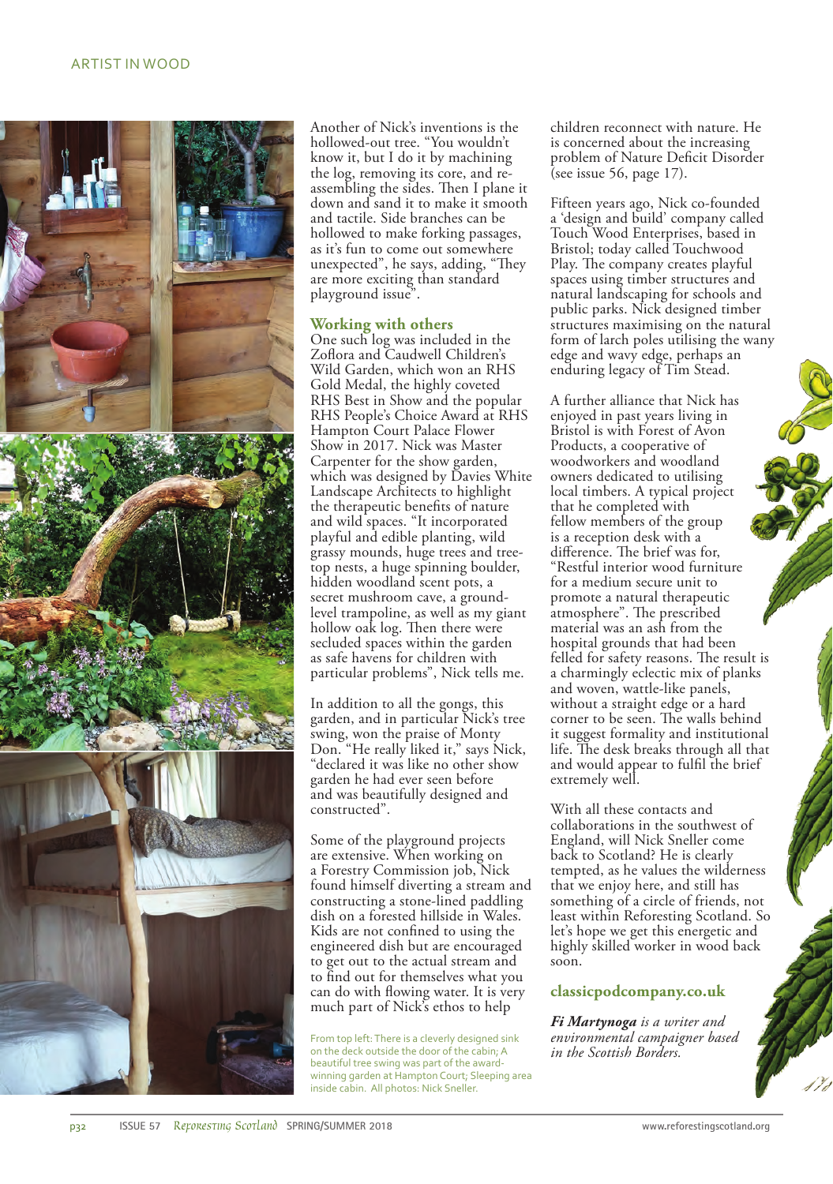Another of Nick's inventions is the hollowed-out tree. "You wouldn't know it, but I do it by machining the log, removing its core, and re-assembling the sides. Then I plane it down and sand it to make it smooth and tactile. Side branches can be hollowed to make forking passages, as it's fun to come out somewhere unexpected", he says, adding, "They are more exciting than standard playground issue".

### Working with others

One such log was included in the Zoflora and Caudwell Children's Wild Garden, which won an RHS Gold Medal, the highly coveted RHS Best in Show and the popular RHS People's Choice Award at RHS Hampton Court Palace Flower Show in 2017. Nick was Master Carpenter for the show garden, which was designed by Davies White Landscape Architects to highlight the therapeutic benefits of nature and wild spaces. "It incorporated playful and edible planting, wild grassy mounds, huge trees and tree-top nests, a huge spinning boulder, hidden woodland scent pots, a secret mushroom cave, a ground-level trampoline, as well as my giant hollow oak log. Then there were secluded spaces within the garden as safe havens for children with particular problems", Nick tells me.

In addition to all the gongs, this garden, and in particular Nick's tree swing, won the praise of Monty Don. "He really liked it," says Nick, "declared it was like no other show garden he had ever seen before and was beautifully designed and constructed".

Some of the playground projects are extensive. When working on a Forestry Commission job, Nick found himself diverting a stream and constructing a stone-lined paddling dish on a forested hillside in Wales. Kids are not confined to using the engineered dish but are encouraged to get out to the actual stream and to find out for themselves what you can do with flowing water. It is very much part of Nick's ethos to help children reconnect with nature. He is concerned about the increasing problem of Nature Deficit Disorder (see issue 56, page 17).

From top left: There is a cleverly designed sink on the deck outside the door of the cabin; A beautiful tree swing was part of the award-winning garden at Hampton Court; Sleeping area inside cabin. All photos: Nick Sneller.

Fifteen years ago, Nick co-founded a 'design and build' company called Touch Wood Enterprises, based in Bristol; today called Touchwood Play. The company creates playful spaces using timber structures and natural landscaping for schools and public parks. Nick designed timber structures maximising on the natural form of larch poles utilising the wany edge and wavy edge, perhaps an enduring legacy of Tim Stead.

A further alliance that Nick has enjoyed in past years living in Bristol is with Forest of Avon Products, a cooperative of woodworkers and woodland owners dedicated to utilising local timbers. A typical project that he completed with fellow members of the group is a reception desk with a difference. The brief was for, "Restful interior wood furniture for a medium secure unit to promote a natural therapeutic atmosphere". The prescribed material was an ash from the hospital grounds that had been felled for safety reasons. The result is a charmingly eclectic mix of planks and woven, wattle-like panels, without a straight edge or a hard corner to be seen. The walls behind it suggest formality and institutional life. The desk breaks through all that and would appear to fulfil the brief extremely well.

With all these contacts and collaborations in the southwest of England, will Nick Sneller come back to Scotland? He is clearly tempted, as he values the wilderness that we enjoy here, and still has something of a circle of friends, not least within Reforesting Scotland. So let's hope we get this energetic and highly skilled worker in wood back soon.

**classicpodcompany.co.uk**

***Fi Martynoga*** *is a writer and environmental campaigner based in the Scottish Borders.*